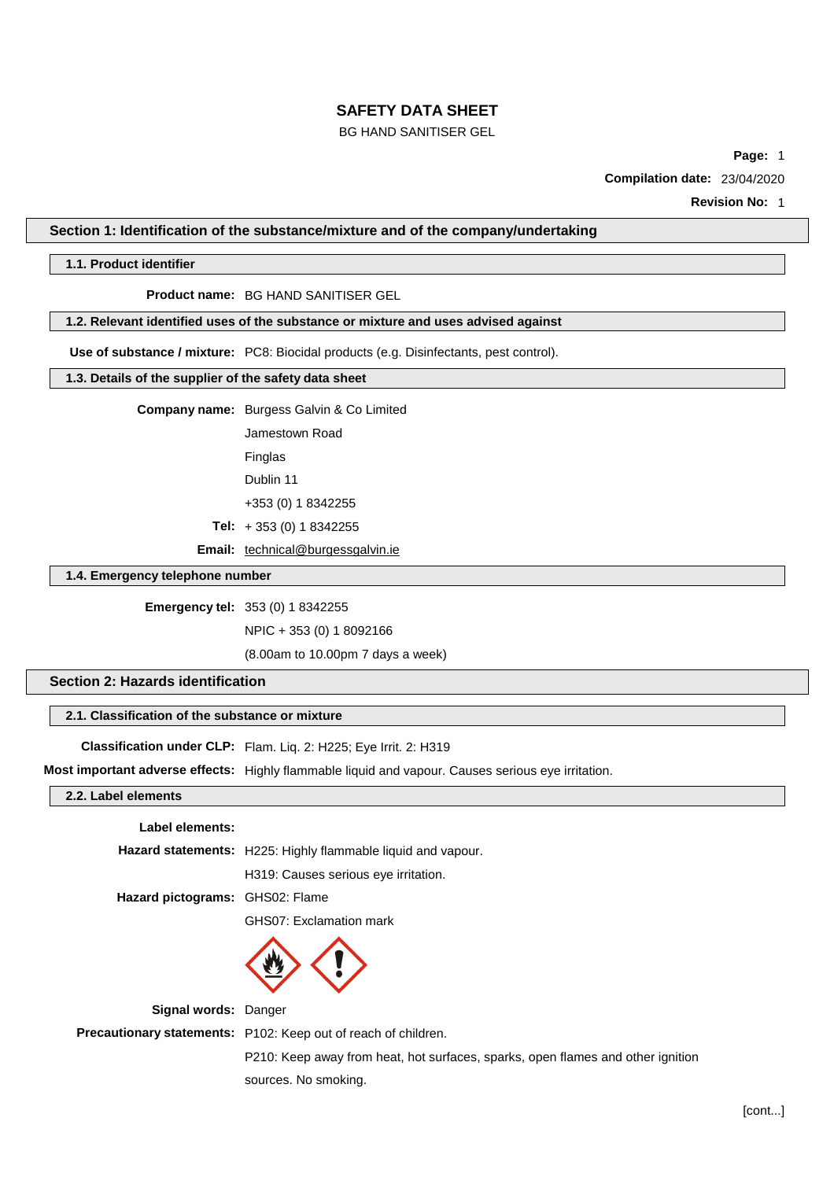# SAFETY DATA SHEET

BG HAND SANITISER GEL

**Page:** 1

**Compilation date:** 23/04/2020

**Revision No:** 1

## Section 1: Identification of the substance/mixture and of the company/undertaking

### 1.1. Product identifier

**Product name:** BG HAND SANITISER GEL

### 1.2. Relevant identified uses of the substance or mixture and uses advised against

**Use of substance / mixture:** PC8: Biocidal products (e.g. Disinfectants, pest control).

### 1.3. Details of the supplier of the safety data sheet

**Company name:** Burgess Galvin & Co Limited

Jamestown Road

Finglas

Dublin 11

+353 (0) 1 8342255

**Tel:** + 353 (0) 1 8342255

**Email:** technical@burgessgalvin.ie

### 1.4. Emergency telephone number

**Emergency tel:** 353 (0) 1 8342255

NPIC + 353 (0) 1 8092166

(8.00am to 10.00pm 7 days a week)

## Section 2: Hazards identification

### 2.1. Classification of the substance or mixture

**Classification under CLP:** Flam. Liq. 2: H225; Eye Irrit. 2: H319

**Most important adverse effects:** Highly flammable liquid and vapour. Causes serious eye irritation.

### 2.2. Label elements

**Label elements:**

**Hazard statements:** H225: Highly flammable liquid and vapour.

H319: Causes serious eye irritation.

**Hazard pictograms:** GHS02: Flame

GHS07: Exclamation mark

**Signal words:** Danger

**Precautionary statements:** P102: Keep out of reach of children.

P210: Keep away from heat, hot surfaces, sparks, open flames and other ignition sources. No smoking.

[cont...]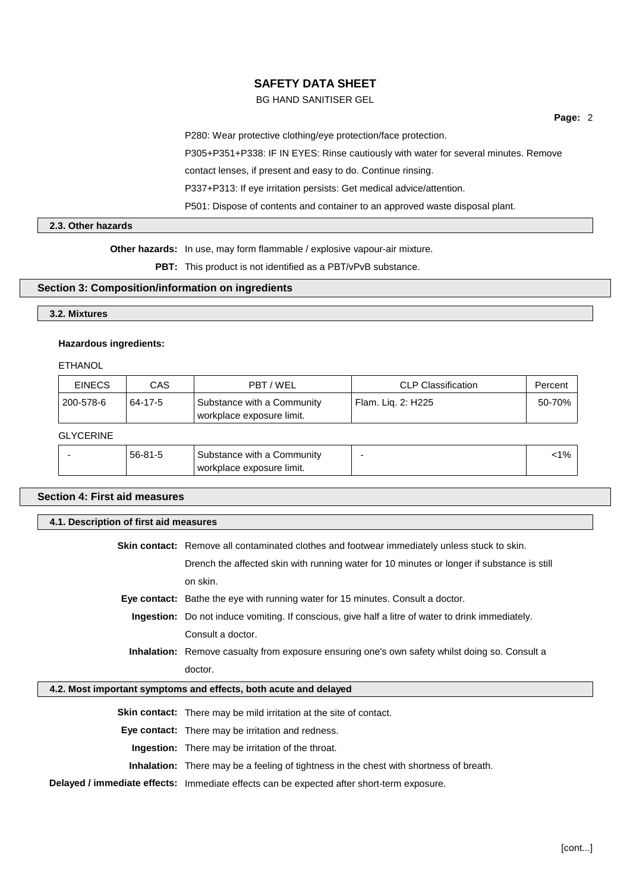P280: Wear protective clothing/eye protection/face protection.

P305+P351+P338: IF IN EYES: Rinse cautiously with water for several minutes. Remove contact lenses, if present and easy to do. Continue rinsing.

P337+P313: If eye irritation persists: Get medical advice/attention.

P501: Dispose of contents and container to an approved waste disposal plant.

### 2.3. Other hazards

**Other hazards:** In use, may form flammable / explosive vapour-air mixture.

**PBT:** This product is not identified as a PBT/vPvB substance.

## Section 3: Composition/information on ingredients

### 3.2. Mixtures

**Hazardous ingredients:**

ETHANOL

| EINECS | CAS | PBT / WEL | CLP Classification | Percent |
|---|---|---|---|---|
| 200-578-6 | 64-17-5 | Substance with a Community workplace exposure limit. | Flam. Liq. 2: H225 | 50-70% |

GLYCERINE

| EINECS | CAS | PBT / WEL | CLP Classification | Percent |
|---|---|---|---|---|
| - | 56-81-5 | Substance with a Community workplace exposure limit. | - | <1% |

## Section 4: First aid measures

### 4.1. Description of first aid measures

**Skin contact:** Remove all contaminated clothes and footwear immediately unless stuck to skin. Drench the affected skin with running water for 10 minutes or longer if substance is still on skin.

**Eye contact:** Bathe the eye with running water for 15 minutes. Consult a doctor.

**Ingestion:** Do not induce vomiting. If conscious, give half a litre of water to drink immediately. Consult a doctor.

**Inhalation:** Remove casualty from exposure ensuring one's own safety whilst doing so. Consult a doctor.

### 4.2. Most important symptoms and effects, both acute and delayed

**Skin contact:** There may be mild irritation at the site of contact.

**Eye contact:** There may be irritation and redness.

**Ingestion:** There may be irritation of the throat.

**Inhalation:** There may be a feeling of tightness in the chest with shortness of breath.

**Delayed / immediate effects:** Immediate effects can be expected after short-term exposure.

[cont...]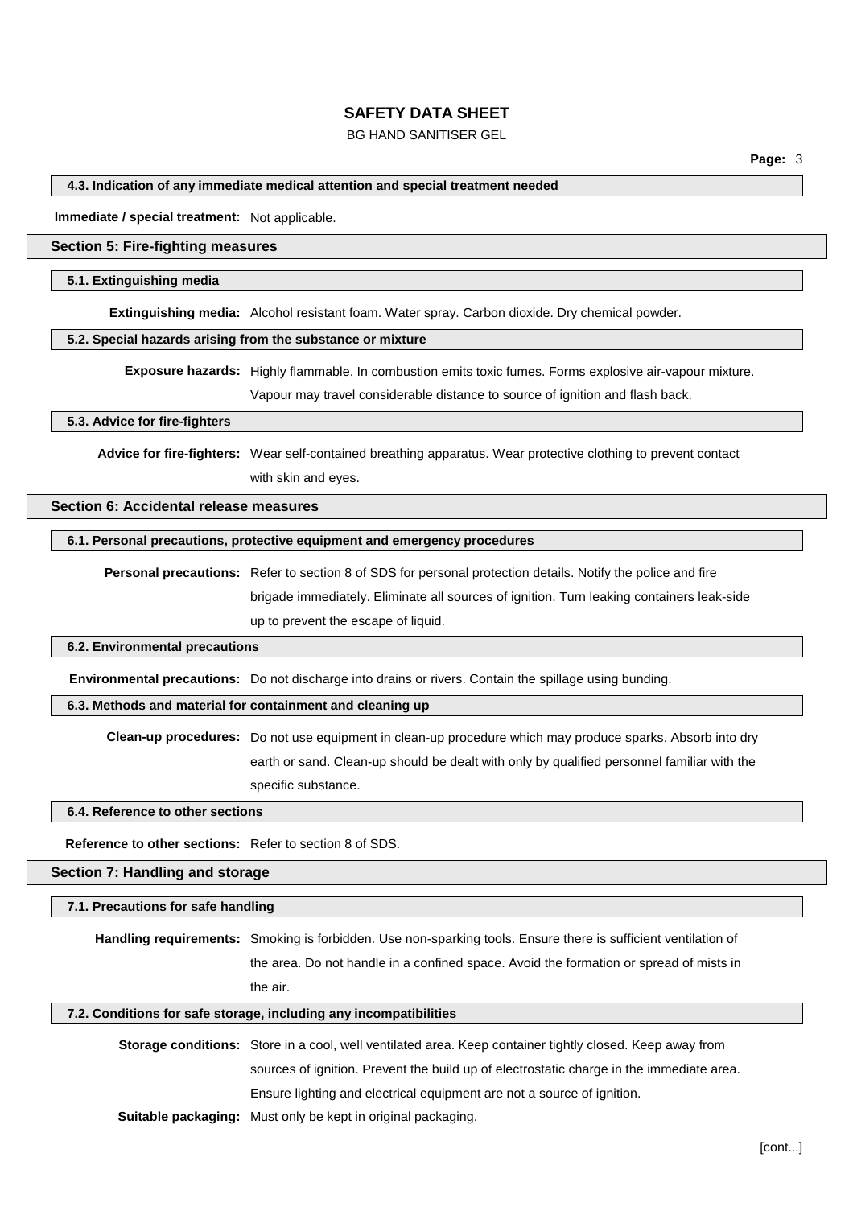#### 4.3. Indication of any immediate medical attention and special treatment needed

**Immediate / special treatment:** Not applicable.

## Section 5: Fire-fighting measures

#### 5.1. Extinguishing media

**Extinguishing media:** Alcohol resistant foam. Water spray. Carbon dioxide. Dry chemical powder.

#### 5.2. Special hazards arising from the substance or mixture

**Exposure hazards:** Highly flammable. In combustion emits toxic fumes. Forms explosive air-vapour mixture. Vapour may travel considerable distance to source of ignition and flash back.

#### 5.3. Advice for fire-fighters

**Advice for fire-fighters:** Wear self-contained breathing apparatus. Wear protective clothing to prevent contact with skin and eyes.

## Section 6: Accidental release measures

#### 6.1. Personal precautions, protective equipment and emergency procedures

**Personal precautions:** Refer to section 8 of SDS for personal protection details. Notify the police and fire brigade immediately. Eliminate all sources of ignition. Turn leaking containers leak-side up to prevent the escape of liquid.

#### 6.2. Environmental precautions

**Environmental precautions:** Do not discharge into drains or rivers. Contain the spillage using bunding.

#### 6.3. Methods and material for containment and cleaning up

**Clean-up procedures:** Do not use equipment in clean-up procedure which may produce sparks. Absorb into dry earth or sand. Clean-up should be dealt with only by qualified personnel familiar with the specific substance.

#### 6.4. Reference to other sections

**Reference to other sections:** Refer to section 8 of SDS.

## Section 7: Handling and storage

#### 7.1. Precautions for safe handling

**Handling requirements:** Smoking is forbidden. Use non-sparking tools. Ensure there is sufficient ventilation of the area. Do not handle in a confined space. Avoid the formation or spread of mists in the air.

#### 7.2. Conditions for safe storage, including any incompatibilities

**Storage conditions:** Store in a cool, well ventilated area. Keep container tightly closed. Keep away from sources of ignition. Prevent the build up of electrostatic charge in the immediate area. Ensure lighting and electrical equipment are not a source of ignition.

**Suitable packaging:** Must only be kept in original packaging.

[cont...]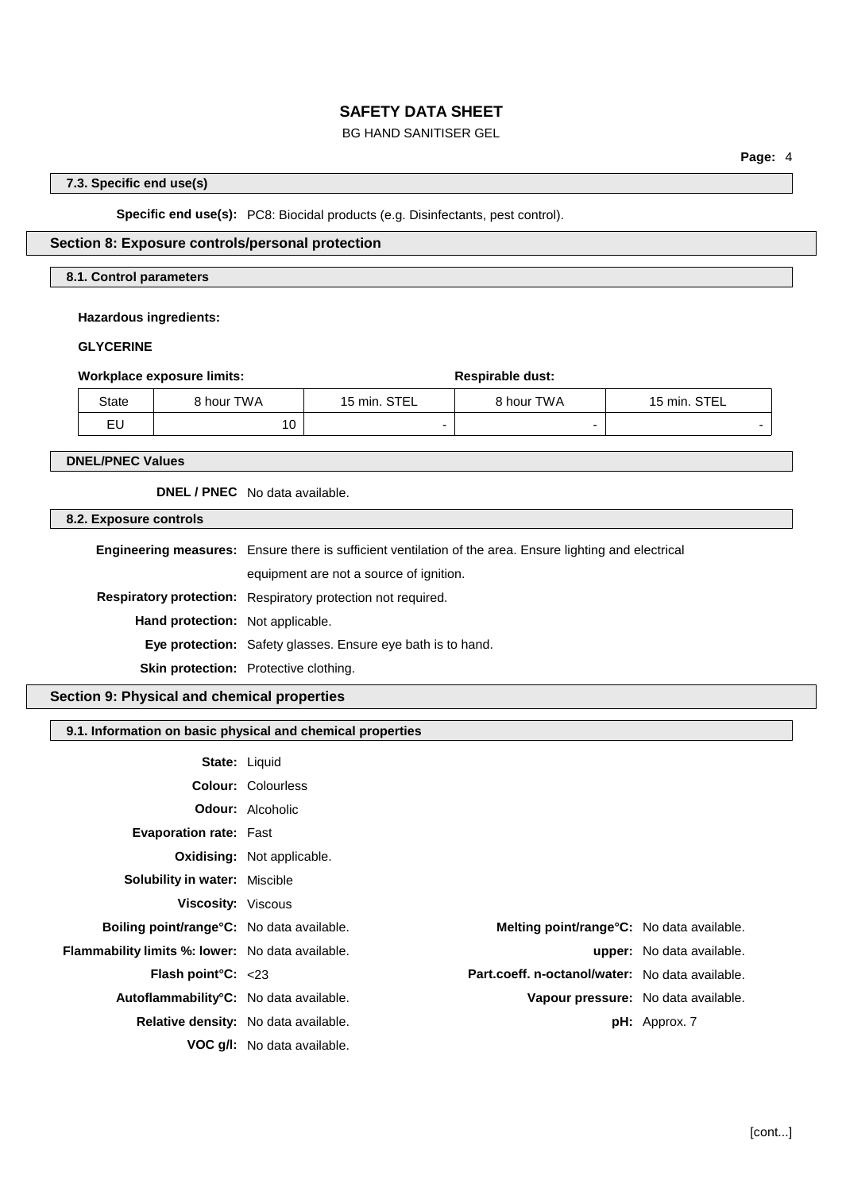### 7.3. Specific end use(s)

**Specific end use(s):** PC8: Biocidal products (e.g. Disinfectants, pest control).

## Section 8: Exposure controls/personal protection

### 8.1. Control parameters

**Hazardous ingredients:**

**GLYCERINE**

| Workplace exposure limits: | | | Respirable dust: | |
|---|---|---|---|---|
| State | 8 hour TWA | 15 min. STEL | 8 hour TWA | 15 min. STEL |
| EU | 10 | - | - | - |

### DNEL/PNEC Values

**DNEL / PNEC** No data available.

### 8.2. Exposure controls

**Engineering measures:** Ensure there is sufficient ventilation of the area. Ensure lighting and electrical equipment are not a source of ignition.

**Respiratory protection:** Respiratory protection not required.

**Hand protection:** Not applicable.

**Eye protection:** Safety glasses. Ensure eye bath is to hand.

**Skin protection:** Protective clothing.

## Section 9: Physical and chemical properties

### 9.1. Information on basic physical and chemical properties

**State:** Liquid

**Colour:** Colourless

**Odour:** Alcoholic

**Evaporation rate:** Fast

**Oxidising:** Not applicable.

**Solubility in water:** Miscible

**Viscosity:** Viscous

**Boiling point/range°C:** No data available.

**Melting point/range°C:** No data available.

**Flammability limits %: lower:** No data available.

**upper:** No data available.

**Flash point°C:** <23

**Part.coeff. n-octanol/water:** No data available.

**Autoflammability°C:** No data available.

**Vapour pressure:** No data available.

**Relative density:** No data available.

**pH:** Approx. 7

**VOC g/l:** No data available.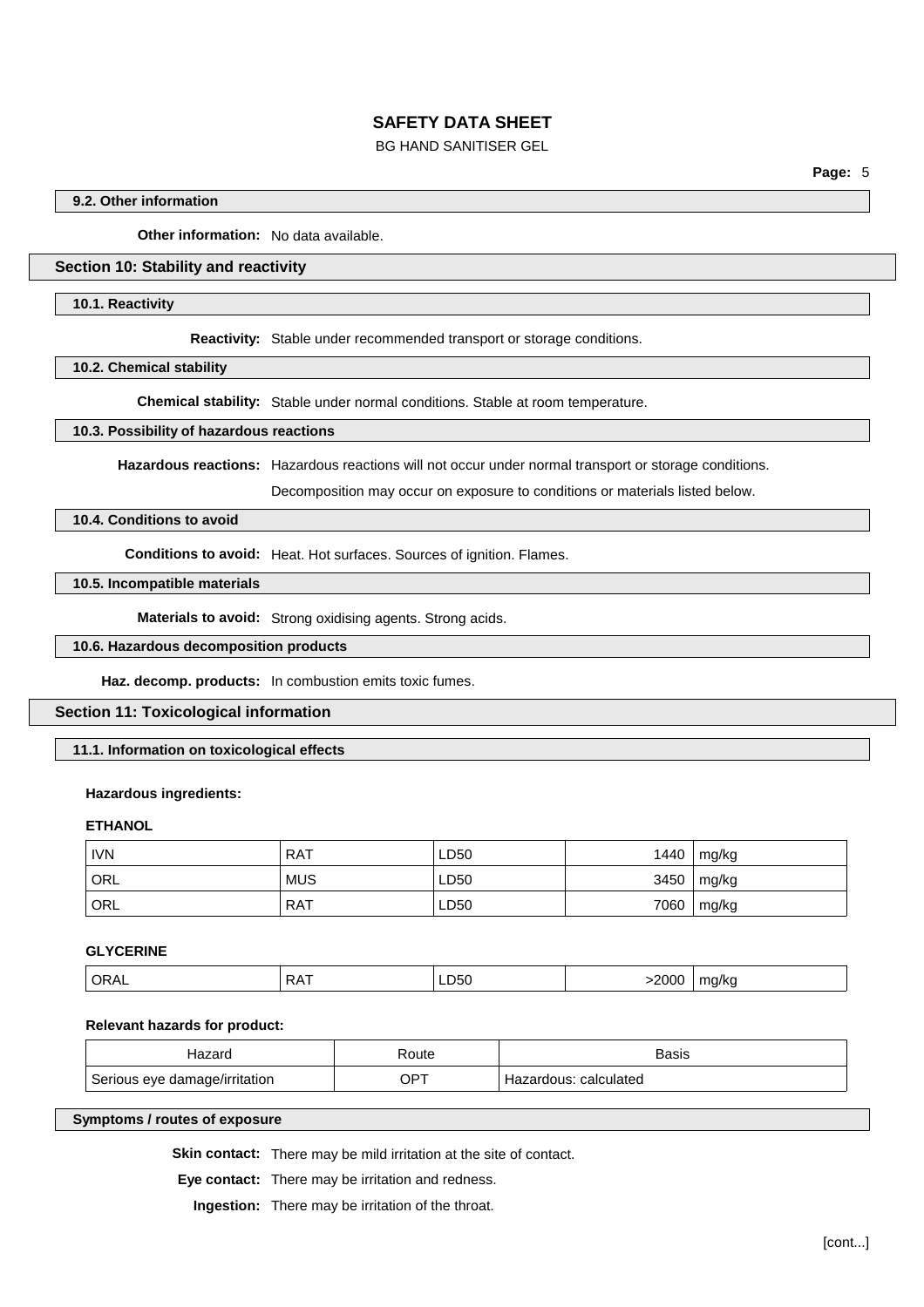### 9.2. Other information

**Other information:** No data available.

## Section 10: Stability and reactivity

### 10.1. Reactivity

**Reactivity:** Stable under recommended transport or storage conditions.

### 10.2. Chemical stability

**Chemical stability:** Stable under normal conditions. Stable at room temperature.

### 10.3. Possibility of hazardous reactions

**Hazardous reactions:** Hazardous reactions will not occur under normal transport or storage conditions.

Decomposition may occur on exposure to conditions or materials listed below.

### 10.4. Conditions to avoid

**Conditions to avoid:** Heat. Hot surfaces. Sources of ignition. Flames.

### 10.5. Incompatible materials

**Materials to avoid:** Strong oxidising agents. Strong acids.

### 10.6. Hazardous decomposition products

**Haz. decomp. products:** In combustion emits toxic fumes.

## Section 11: Toxicological information

### 11.1. Information on toxicological effects

**Hazardous ingredients:**

**ETHANOL**

| | | | | |
|---|---|---|---|---|
| IVN | RAT | LD50 | 1440 | mg/kg |
| ORL | MUS | LD50 | 3450 | mg/kg |
| ORL | RAT | LD50 | 7060 | mg/kg |

**GLYCERINE**

| | | | | |
|---|---|---|---|---|
| ORAL | RAT | LD50 | >2000 | mg/kg |

**Relevant hazards for product:**

| Hazard | Route | Basis |
|---|---|---|
| Serious eye damage/irritation | OPT | Hazardous: calculated |

### Symptoms / routes of exposure

**Skin contact:** There may be mild irritation at the site of contact.

**Eye contact:** There may be irritation and redness.

**Ingestion:** There may be irritation of the throat.

[cont...]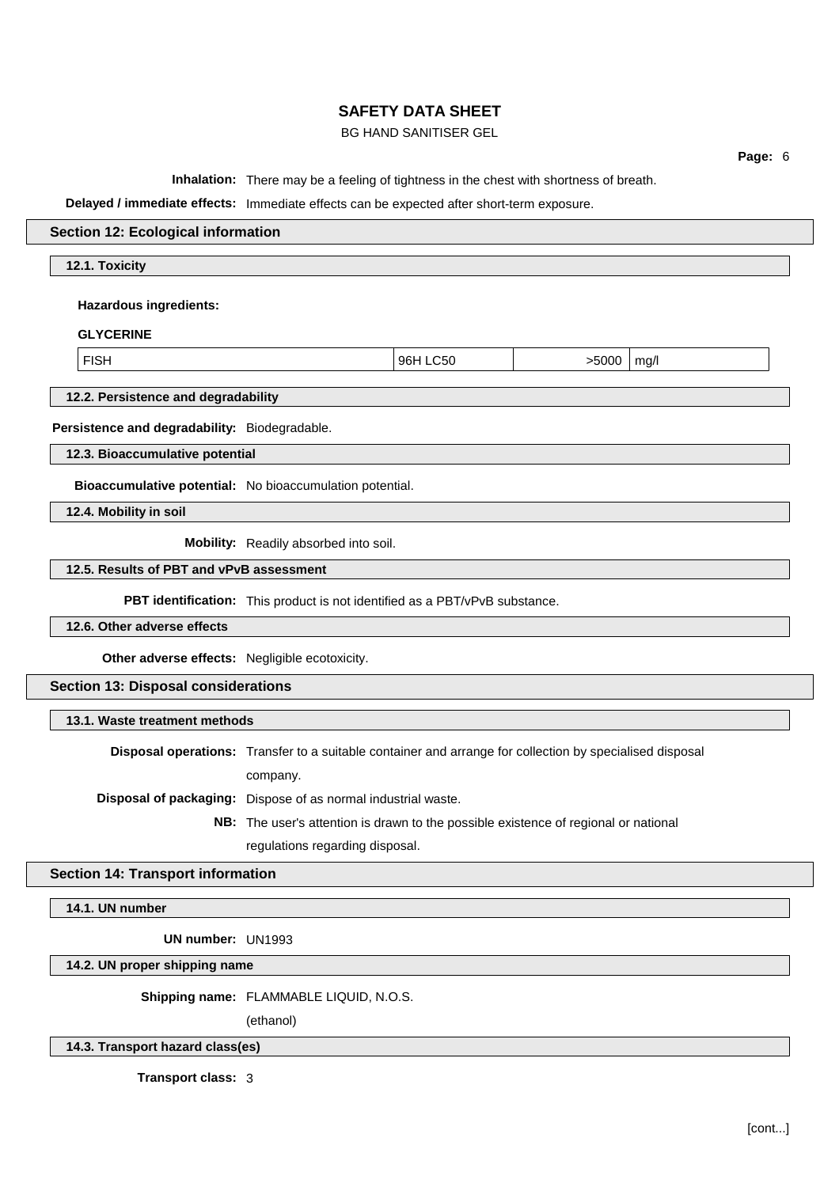**Inhalation:** There may be a feeling of tightness in the chest with shortness of breath.

**Delayed / immediate effects:** Immediate effects can be expected after short-term exposure.

## Section 12: Ecological information

### 12.1. Toxicity

**Hazardous ingredients:**

**GLYCERINE**

| FISH | 96H LC50 | >5000 | mg/l |
|---|---|---|---|

### 12.2. Persistence and degradability

**Persistence and degradability:** Biodegradable.

### 12.3. Bioaccumulative potential

**Bioaccumulative potential:** No bioaccumulation potential.

### 12.4. Mobility in soil

**Mobility:** Readily absorbed into soil.

### 12.5. Results of PBT and vPvB assessment

**PBT identification:** This product is not identified as a PBT/vPvB substance.

### 12.6. Other adverse effects

**Other adverse effects:** Negligible ecotoxicity.

## Section 13: Disposal considerations

### 13.1. Waste treatment methods

**Disposal operations:** Transfer to a suitable container and arrange for collection by specialised disposal company.

**Disposal of packaging:** Dispose of as normal industrial waste.

**NB:** The user's attention is drawn to the possible existence of regional or national regulations regarding disposal.

## Section 14: Transport information

### 14.1. UN number

**UN number:** UN1993

### 14.2. UN proper shipping name

**Shipping name:** FLAMMABLE LIQUID, N.O.S.
(ethanol)

### 14.3. Transport hazard class(es)

**Transport class:** 3

[cont...]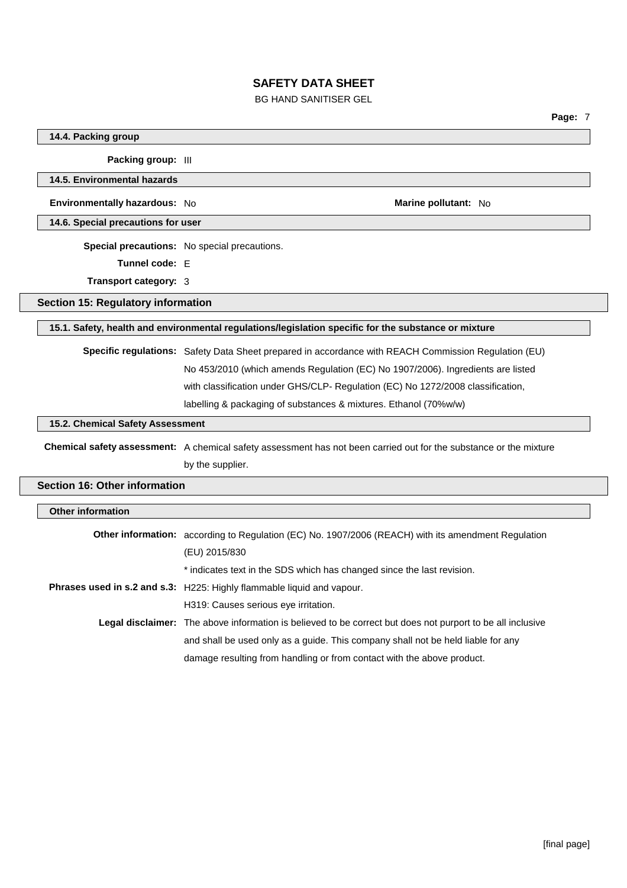### 14.4. Packing group

**Packing group:** III

### 14.5. Environmental hazards

**Environmentally hazardous:** No

**Marine pollutant:** No

### 14.6. Special precautions for user

**Special precautions:** No special precautions.

**Tunnel code:** E

**Transport category:** 3

## Section 15: Regulatory information

### 15.1. Safety, health and environmental regulations/legislation specific for the substance or mixture

**Specific regulations:** Safety Data Sheet prepared in accordance with REACH Commission Regulation (EU) No 453/2010 (which amends Regulation (EC) No 1907/2006). Ingredients are listed with classification under GHS/CLP- Regulation (EC) No 1272/2008 classification, labelling & packaging of substances & mixtures. Ethanol (70%w/w)

### 15.2. Chemical Safety Assessment

**Chemical safety assessment:** A chemical safety assessment has not been carried out for the substance or the mixture by the supplier.

## Section 16: Other information

### Other information

**Other information:** according to Regulation (EC) No. 1907/2006 (REACH) with its amendment Regulation (EU) 2015/830

* indicates text in the SDS which has changed since the last revision.

**Phrases used in s.2 and s.3:** H225: Highly flammable liquid and vapour.

H319: Causes serious eye irritation.

**Legal disclaimer:** The above information is believed to be correct but does not purport to be all inclusive and shall be used only as a guide. This company shall not be held liable for any damage resulting from handling or from contact with the above product.

[final page]